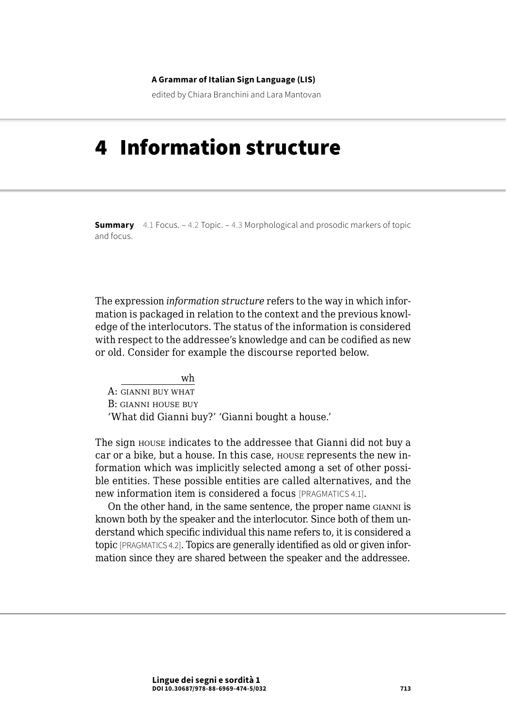A Grammar of Italian Sign Language (LIS)

edited by Chiara Branchini and Lara Mantovan

# 4 Information structure

**Summary** 4.1 Focus. – 4.2 Topic. – 4.3 Morphological and prosodic markers of topic and focus.

The expression *information structure* refers to the way in which information is packaged in relation to the context and the previous knowledge of the interlocutors. The status of the information is considered with respect to the addressee's knowledge and can be codified as new or old. Consider for example the discourse reported below.

```
            wh
A: GIANNI BUY WHAT
B: GIANNI HOUSE BUY
```

'What did Gianni buy?' 'Gianni bought a house.'

The sign HOUSE indicates to the addressee that Gianni did not buy a car or a bike, but a house. In this case, HOUSE represents the new information which was implicitly selected among a set of other possible entities. These possible entities are called alternatives, and the new information item is considered a focus [PRAGMATICS 4.1].

On the other hand, in the same sentence, the proper name GIANNI is known both by the speaker and the interlocutor. Since both of them understand which specific individual this name refers to, it is considered a topic [PRAGMATICS 4.2]. Topics are generally identified as old or given information since they are shared between the speaker and the addressee.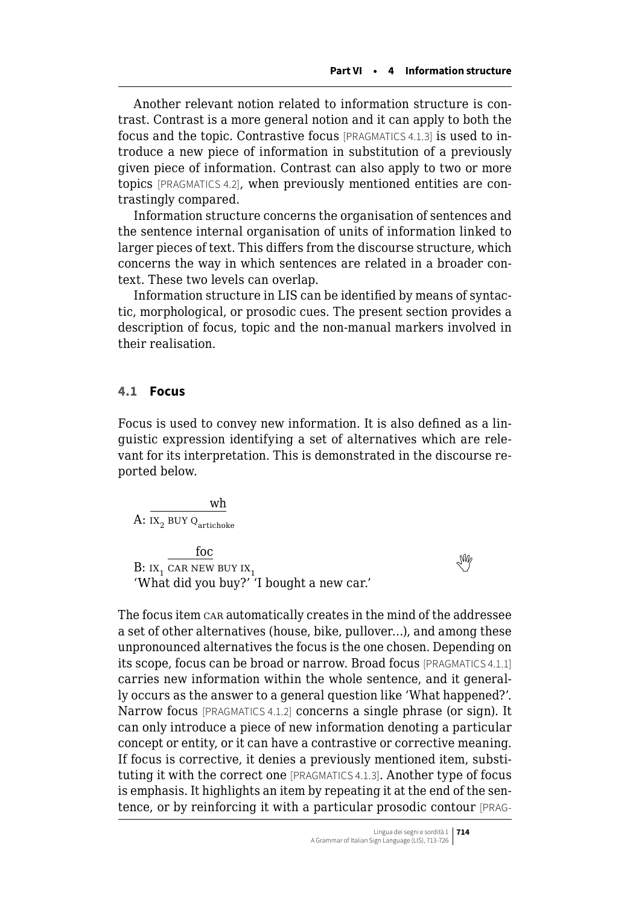Another relevant notion related to information structure is contrast. Contrast is a more general notion and it can apply to both the focus and the topic. Contrastive focus [PRAGMATICS 4.1.3] is used to introduce a new piece of information in substitution of a previously given piece of information. Contrast can also apply to two or more topics [PRAGMATICS 4.2], when previously mentioned entities are contrastingly compared.

Information structure concerns the organisation of sentences and the sentence internal organisation of units of information linked to larger pieces of text. This differs from the discourse structure, which concerns the way in which sentences are related in a broader context. These two levels can overlap.

Information structure in LIS can be identified by means of syntactic, morphological, or prosodic cues. The present section provides a description of focus, topic and the non-manual markers involved in their realisation.

## 4.1 Focus

Focus is used to convey new information. It is also defined as a linguistic expression identifying a set of alternatives which are relevant for its interpretation. This is demonstrated in the discourse reported below.

$$\text{A: } \overline{\text{IX}_2 \text{ BUY Q}_{\text{artichoke}}}^{\text{wh}}$$

$$\text{B: IX}_1 \overline{\text{CAR NEW}}^{\text{foc}} \text{ BUY IX}_1$$

'What did you buy?' 'I bought a new car.'

The focus item CAR automatically creates in the mind of the addressee a set of other alternatives (house, bike, pullover…), and among these unpronounced alternatives the focus is the one chosen. Depending on its scope, focus can be broad or narrow. Broad focus [PRAGMATICS 4.1.1] carries new information within the whole sentence, and it generally occurs as the answer to a general question like 'What happened?'. Narrow focus [PRAGMATICS 4.1.2] concerns a single phrase (or sign). It can only introduce a piece of new information denoting a particular concept or entity, or it can have a contrastive or corrective meaning. If focus is corrective, it denies a previously mentioned item, substituting it with the correct one [PRAGMATICS 4.1.3]. Another type of focus is emphasis. It highlights an item by repeating it at the end of the sentence, or by reinforcing it with a particular prosodic contour [PRAG-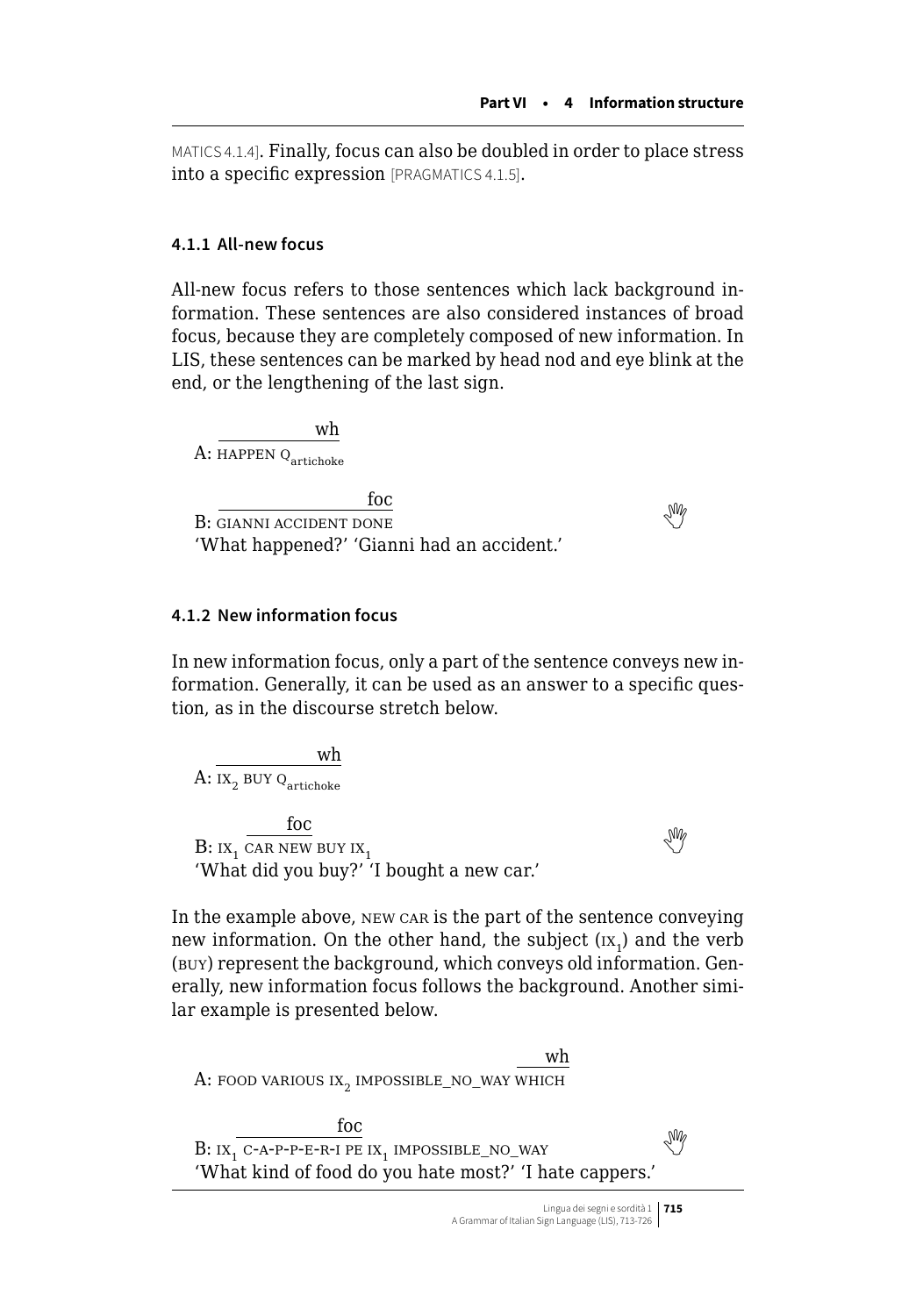MATICS 4.1.4]. Finally, focus can also be doubled in order to place stress into a specific expression [PRAGMATICS 4.1.5].

### 4.1.1 All-new focus

All-new focus refers to those sentences which lack background information. These sentences are also considered instances of broad focus, because they are completely composed of new information. In LIS, these sentences can be marked by head nod and eye blink at the end, or the lengthening of the last sign.

A: $\overline{\text{HAPPEN Q}_{\text{artichoke}}}^{\text{wh}}$

B: $\overline{\text{GIANNI ACCIDENT DONE}}^{\text{foc}}$
'What happened?' 'Gianni had an accident.'

### 4.1.2 New information focus

In new information focus, only a part of the sentence conveys new information. Generally, it can be used as an answer to a specific question, as in the discourse stretch below.

A: $\overline{\text{IX}_2 \text{ BUY Q}_{\text{artichoke}}}^{\text{wh}}$

B: $\text{IX}_1$ $\overline{\text{CAR NEW}}^{\text{foc}}$ BUY $\text{IX}_1$
'What did you buy?' 'I bought a new car.'

In the example above, NEW CAR is the part of the sentence conveying new information. On the other hand, the subject ($\text{IX}_1$) and the verb (BUY) represent the background, which conveys old information. Generally, new information focus follows the background. Another similar example is presented below.

A: FOOD VARIOUS $\text{IX}_2$ IMPOSSIBLE_NO_WAY $\overline{\text{WHICH}}^{\text{wh}}$

B: $\text{IX}_1$ $\overline{\text{C-A-P-P-E-R-I PE}}^{\text{foc}}$ $\text{IX}_1$ IMPOSSIBLE_NO_WAY
'What kind of food do you hate most?' 'I hate cappers.'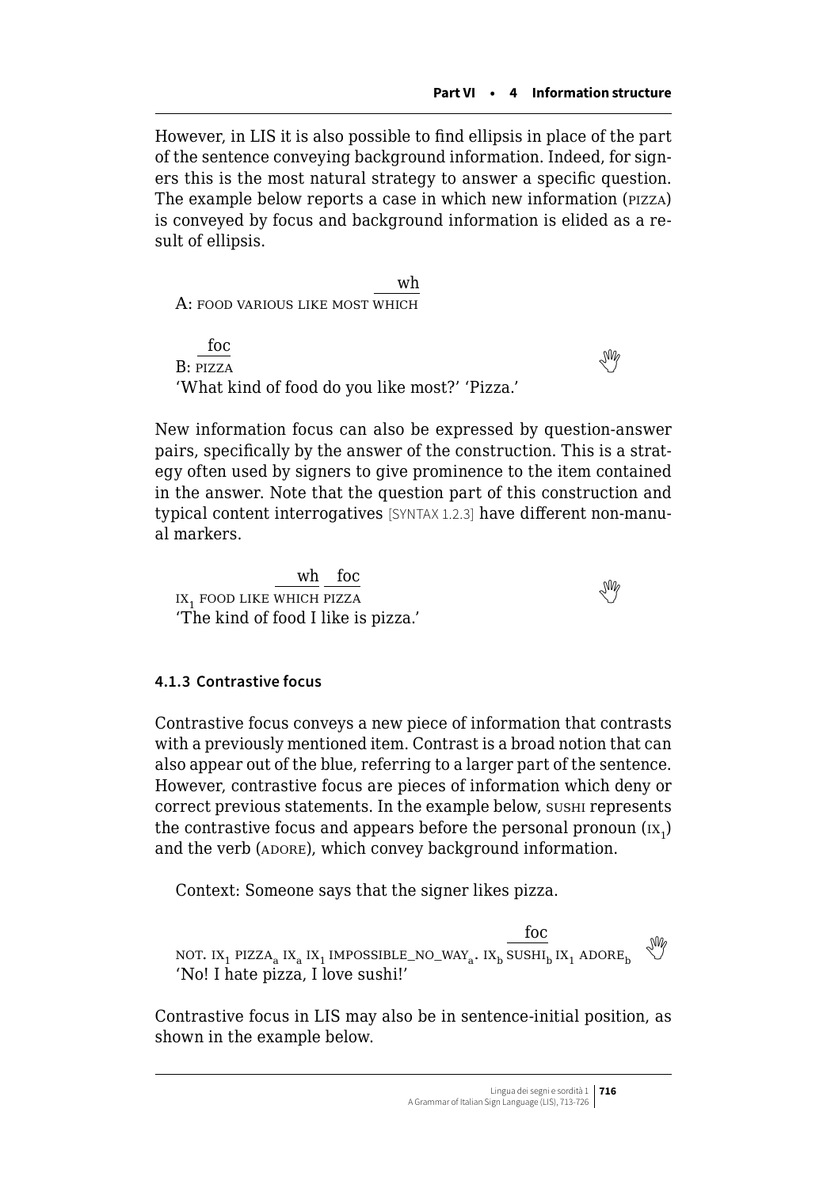However, in LIS it is also possible to find ellipsis in place of the part of the sentence conveying background information. Indeed, for signers this is the most natural strategy to answer a specific question. The example below reports a case in which new information (PIZZA) is conveyed by focus and background information is elided as a result of ellipsis.

```
                                  wh
A: FOOD VARIOUS LIKE MOST WHICH

     foc
B: PIZZA
```

'What kind of food do you like most?' 'Pizza.'

New information focus can also be expressed by question-answer pairs, specifically by the answer of the construction. This is a strategy often used by signers to give prominence to the item contained in the answer. Note that the question part of this construction and typical content interrogatives [SYNTAX 1.2.3] have different non-manual markers.

```
                  wh   foc
IX_1 FOOD LIKE WHICH PIZZA
```

'The kind of food I like is pizza.'

### 4.1.3 Contrastive focus

Contrastive focus conveys a new piece of information that contrasts with a previously mentioned item. Contrast is a broad notion that can also appear out of the blue, referring to a larger part of the sentence. However, contrastive focus are pieces of information which deny or correct previous statements. In the example below, SUSHI represents the contrastive focus and appears before the personal pronoun ($IX_1$) and the verb (ADORE), which convey background information.

Context: Someone says that the signer likes pizza.

```
                                                        foc
NOT. IX_1 PIZZA_a IX_a IX_1 IMPOSSIBLE_NO_WAY_a. IX_b SUSHI_b IX_1 ADORE_b
```

'No! I hate pizza, I love sushi!'

Contrastive focus in LIS may also be in sentence-initial position, as shown in the example below.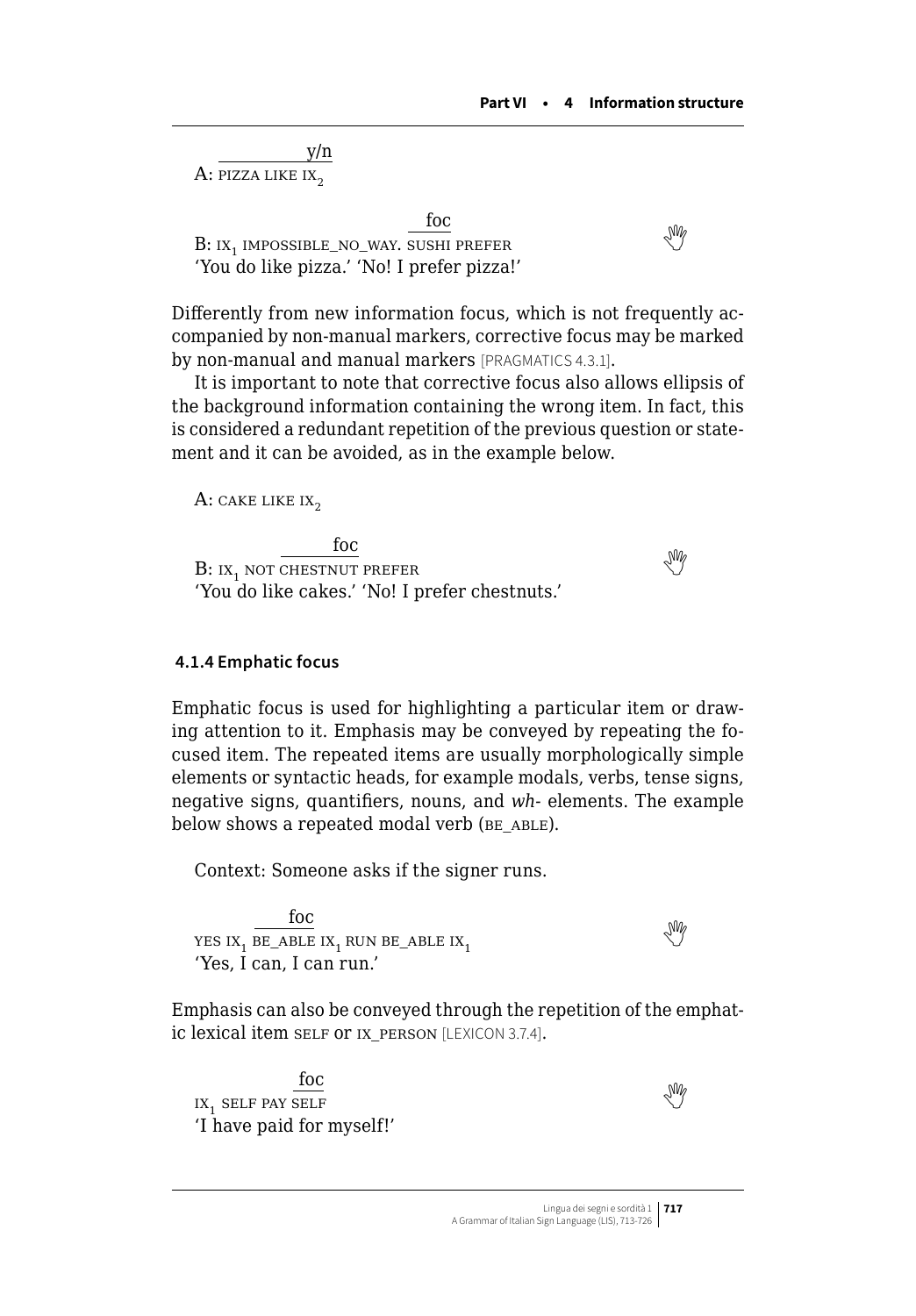```
           y/n
A: PIZZA LIKE IX_2
```

```
                              foc
B: IX_1 IMPOSSIBLE_NO_WAY. SUSHI PREFER
```

'You do like pizza.' 'No! I prefer pizza!'

Differently from new information focus, which is not frequently accompanied by non-manual markers, corrective focus may be marked by non-manual and manual markers [PRAGMATICS 4.3.1].

It is important to note that corrective focus also allows ellipsis of the background information containing the wrong item. In fact, this is considered a redundant repetition of the previous question or statement and it can be avoided, as in the example below.

```
A: CAKE LIKE IX_2
```

```
              foc
B: IX_1 NOT CHESTNUT PREFER
```

'You do like cakes.' 'No! I prefer chestnuts.'

### 4.1.4 Emphatic focus

Emphatic focus is used for highlighting a particular item or drawing attention to it. Emphasis may be conveyed by repeating the focused item. The repeated items are usually morphologically simple elements or syntactic heads, for example modals, verbs, tense signs, negative signs, quantifiers, nouns, and *wh*- elements. The example below shows a repeated modal verb (BE_ABLE).

Context: Someone asks if the signer runs.

```
        foc
YES IX_1 BE_ABLE IX_1 RUN BE_ABLE IX_1
```

'Yes, I can, I can run.'

Emphasis can also be conveyed through the repetition of the emphatic lexical item SELF or IX_PERSON [LEXICON 3.7.4].

```
             foc
IX_1 SELF PAY SELF
```

'I have paid for myself!'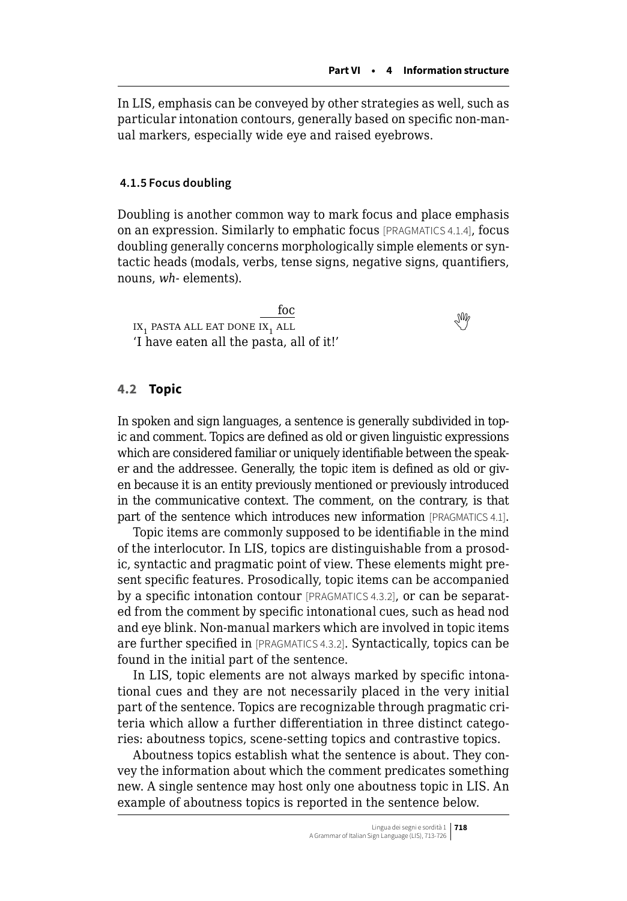In LIS, emphasis can be conveyed by other strategies as well, such as particular intonation contours, generally based on specific non-manual markers, especially wide eye and raised eyebrows.

#### 4.1.5 Focus doubling

Doubling is another common way to mark focus and place emphasis on an expression. Similarly to emphatic focus [PRAGMATICS 4.1.4], focus doubling generally concerns morphologically simple elements or syntactic heads (modals, verbs, tense signs, negative signs, quantifiers, nouns, *wh-* elements).

```
                                  foc
IX1 PASTA ALL EAT DONE IX1 ALL
```

$IX_1$ PASTA ALL EAT DONE $\overline{IX_1\ ALL}^{\,foc}$

'I have eaten all the pasta, all of it!'

### 4.2 Topic

In spoken and sign languages, a sentence is generally subdivided in topic and comment. Topics are defined as old or given linguistic expressions which are considered familiar or uniquely identifiable between the speaker and the addressee. Generally, the topic item is defined as old or given because it is an entity previously mentioned or previously introduced in the communicative context. The comment, on the contrary, is that part of the sentence which introduces new information [PRAGMATICS 4.1].

Topic items are commonly supposed to be identifiable in the mind of the interlocutor. In LIS, topics are distinguishable from a prosodic, syntactic and pragmatic point of view. These elements might present specific features. Prosodically, topic items can be accompanied by a specific intonation contour [PRAGMATICS 4.3.2], or can be separated from the comment by specific intonational cues, such as head nod and eye blink. Non-manual markers which are involved in topic items are further specified in [PRAGMATICS 4.3.2]. Syntactically, topics can be found in the initial part of the sentence.

In LIS, topic elements are not always marked by specific intonational cues and they are not necessarily placed in the very initial part of the sentence. Topics are recognizable through pragmatic criteria which allow a further differentiation in three distinct categories: aboutness topics, scene-setting topics and contrastive topics.

Aboutness topics establish what the sentence is about. They convey the information about which the comment predicates something new. A single sentence may host only one aboutness topic in LIS. An example of aboutness topics is reported in the sentence below.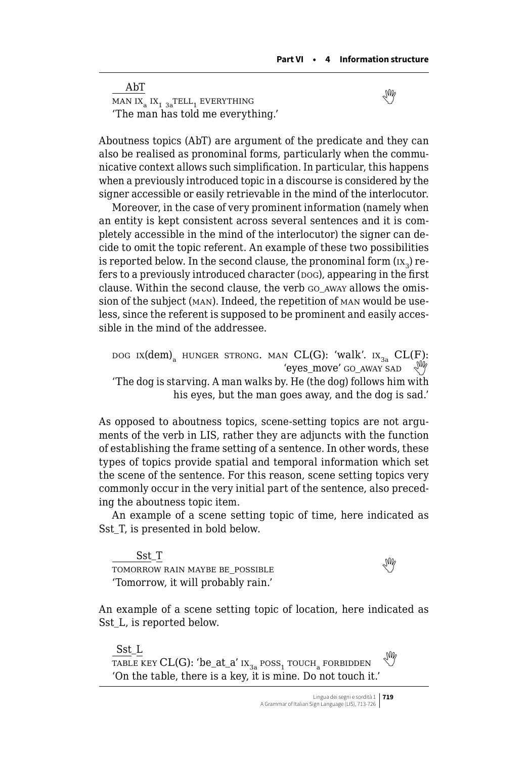AbT
MAN $IX_a$ $IX_1$ $_{3a}TELL_1$ EVERYTHING
'The man has told me everything.'

Aboutness topics (AbT) are argument of the predicate and they can also be realised as pronominal forms, particularly when the communicative context allows such simplification. In particular, this happens when a previously introduced topic in a discourse is considered by the signer accessible or easily retrievable in the mind of the interlocutor.

Moreover, in the case of very prominent information (namely when an entity is kept consistent across several sentences and it is completely accessible in the mind of the interlocutor) the signer can decide to omit the topic referent. An example of these two possibilities is reported below. In the second clause, the pronominal form ($IX_3$) refers to a previously introduced character (DOG), appearing in the first clause. Within the second clause, the verb GO_AWAY allows the omission of the subject (MAN). Indeed, the repetition of MAN would be useless, since the referent is supposed to be prominent and easily accessible in the mind of the addressee.

DOG $IX(dem)_a$ HUNGER STRONG. MAN CL(G): 'walk'. $IX_{3a}$ CL(F): 'eyes_move' GO_AWAY SAD
'The dog is starving. A man walks by. He (the dog) follows him with his eyes, but the man goes away, and the dog is sad.'

As opposed to aboutness topics, scene-setting topics are not arguments of the verb in LIS, rather they are adjuncts with the function of establishing the frame setting of a sentence. In other words, these types of topics provide spatial and temporal information which set the scene of the sentence. For this reason, scene setting topics very commonly occur in the very initial part of the sentence, also preceding the aboutness topic item.

An example of a scene setting topic of time, here indicated as Sst_T, is presented in bold below.

Sst_T
TOMORROW RAIN MAYBE BE_POSSIBLE
'Tomorrow, it will probably rain.'

An example of a scene setting topic of location, here indicated as Sst_L, is reported below.

Sst_L
TABLE KEY CL(G): 'be_at_a' $IX_{3a}$ $POSS_1$ $TOUCH_a$ FORBIDDEN
'On the table, there is a key, it is mine. Do not touch it.'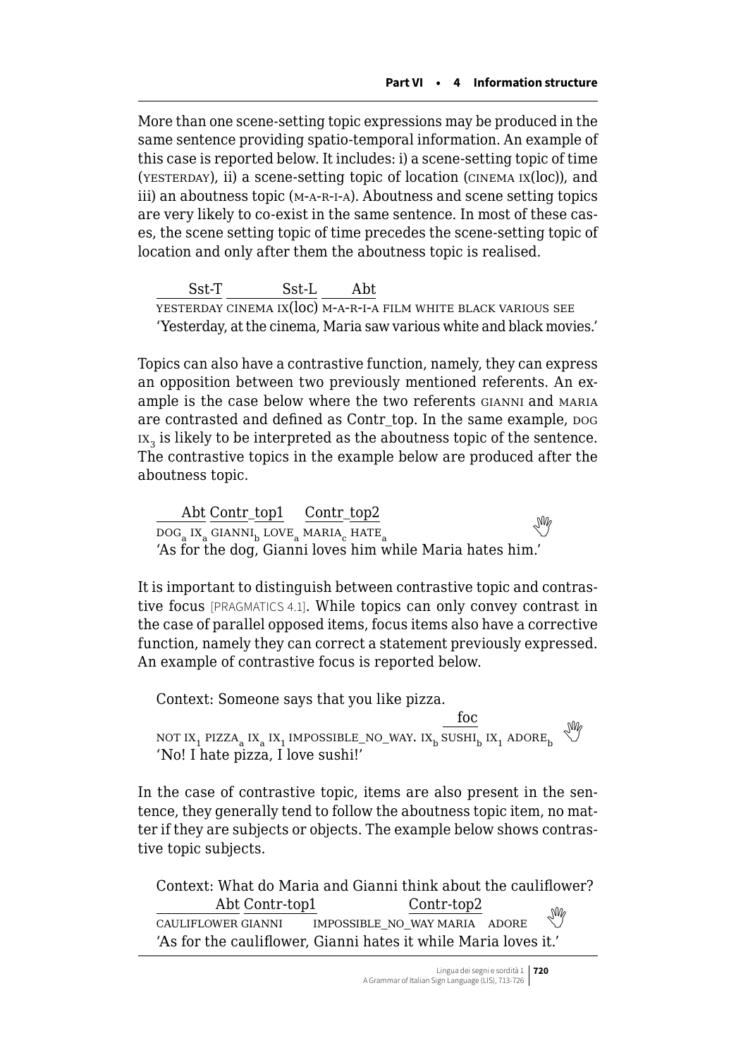More than one scene-setting topic expressions may be produced in the same sentence providing spatio-temporal information. An example of this case is reported below. It includes: i) a scene-setting topic of time (YESTERDAY), ii) a scene-setting topic of location (CINEMA IX(loc)), and iii) an aboutness topic (M-A-R-I-A). Aboutness and scene setting topics are very likely to co-exist in the same sentence. In most of these cases, the scene setting topic of time precedes the scene-setting topic of location and only after them the aboutness topic is realised.

Sst-T — Sst-L — Abt
YESTERDAY CINEMA IX(loc) M-A-R-I-A FILM WHITE BLACK VARIOUS SEE
'Yesterday, at the cinema, Maria saw various white and black movies.'

Topics can also have a contrastive function, namely, they can express an opposition between two previously mentioned referents. An example is the case below where the two referents GIANNI and MARIA are contrasted and defined as Contr_top. In the same example, DOG $IX_3$ is likely to be interpreted as the aboutness topic of the sentence. The contrastive topics in the example below are produced after the aboutness topic.

Abt — Contr_top1 — Contr_top2
$DOG_a$ $IX_a$ $GIANNI_b$ $LOVE_a$ $MARIA_c$ $HATE_a$
'As for the dog, Gianni loves him while Maria hates him.'

It is important to distinguish between contrastive topic and contrastive focus [PRAGMATICS 4.1]. While topics can only convey contrast in the case of parallel opposed items, focus items also have a corrective function, namely they can correct a statement previously expressed. An example of contrastive focus is reported below.

Context: Someone says that you like pizza.

foc (over $SUSHI_b$)
NOT $IX_1$ $PIZZA_a$ $IX_a$ $IX_1$ IMPOSSIBLE_NO_WAY. $IX_b$ $SUSHI_b$ $IX_1$ $ADORE_b$
'No! I hate pizza, I love sushi!'

In the case of contrastive topic, items are also present in the sentence, they generally tend to follow the aboutness topic item, no matter if they are subjects or objects. The example below shows contrastive topic subjects.

Context: What do Maria and Gianni think about the cauliflower?

Abt — Contr-top1 — Contr-top2
CAULIFLOWER GIANNI IMPOSSIBLE_NO_WAY MARIA ADORE
'As for the cauliflower, Gianni hates it while Maria loves it.'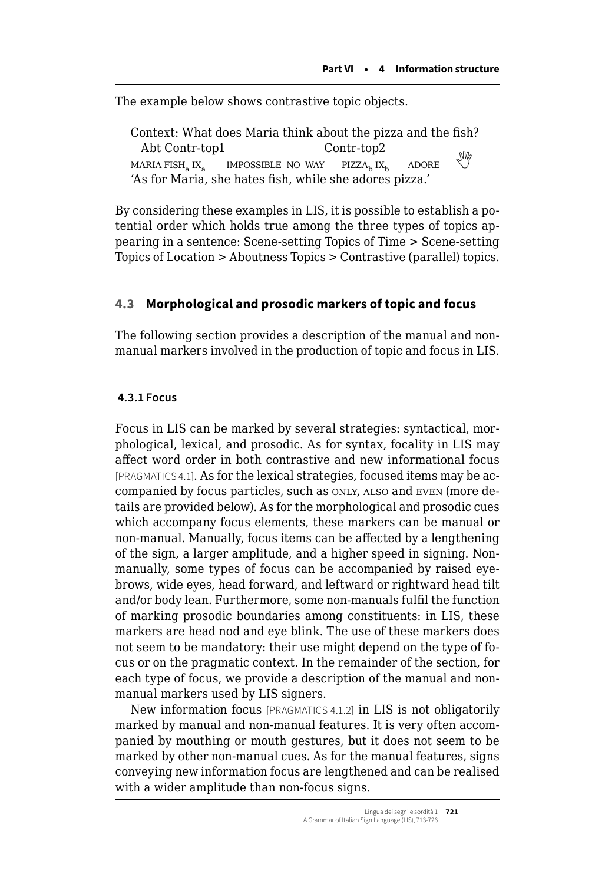The example below shows contrastive topic objects.

Context: What does Maria think about the pizza and the fish?

```
 Abt  Contr-top1                        Contr-top2
MARIA FISH_a IX_a   IMPOSSIBLE_NO_WAY   PIZZA_b IX_b   ADORE
```

'As for Maria, she hates fish, while she adores pizza.'

By considering these examples in LIS, it is possible to establish a potential order which holds true among the three types of topics appearing in a sentence: Scene-setting Topics of Time > Scene-setting Topics of Location > Aboutness Topics > Contrastive (parallel) topics.

## 4.3 Morphological and prosodic markers of topic and focus

The following section provides a description of the manual and non-manual markers involved in the production of topic and focus in LIS.

### 4.3.1 Focus

Focus in LIS can be marked by several strategies: syntactical, morphological, lexical, and prosodic. As for syntax, focality in LIS may affect word order in both contrastive and new informational focus [PRAGMATICS 4.1]. As for the lexical strategies, focused items may be accompanied by focus particles, such as ONLY, ALSO and EVEN (more details are provided below). As for the morphological and prosodic cues which accompany focus elements, these markers can be manual or non-manual. Manually, focus items can be affected by a lengthening of the sign, a larger amplitude, and a higher speed in signing. Non-manually, some types of focus can be accompanied by raised eyebrows, wide eyes, head forward, and leftward or rightward head tilt and/or body lean. Furthermore, some non-manuals fulfil the function of marking prosodic boundaries among constituents: in LIS, these markers are head nod and eye blink. The use of these markers does not seem to be mandatory: their use might depend on the type of focus or on the pragmatic context. In the remainder of the section, for each type of focus, we provide a description of the manual and non-manual markers used by LIS signers.

New information focus [PRAGMATICS 4.1.2] in LIS is not obligatorily marked by manual and non-manual features. It is very often accompanied by mouthing or mouth gestures, but it does not seem to be marked by other non-manual cues. As for the manual features, signs conveying new information focus are lengthened and can be realised with a wider amplitude than non-focus signs.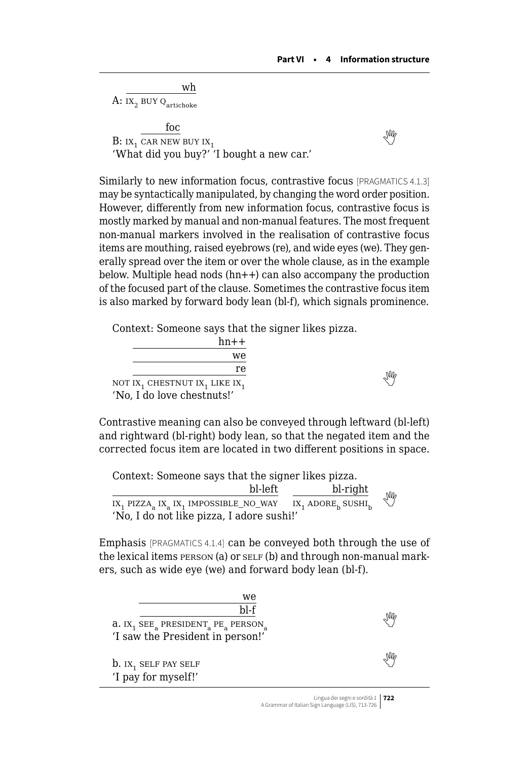```
           wh
A: IX_2 BUY Q_artichoke

        foc
B: IX_1 CAR NEW BUY IX_1
```
'What did you buy?' 'I bought a new car.'

Similarly to new information focus, contrastive focus [PRAGMATICS 4.1.3] may be syntactically manipulated, by changing the word order position. However, differently from new information focus, contrastive focus is mostly marked by manual and non-manual features. The most frequent non-manual markers involved in the realisation of contrastive focus items are mouthing, raised eyebrows (re), and wide eyes (we). They generally spread over the item or over the whole clause, as in the example below. Multiple head nods (hn++) can also accompany the production of the focused part of the clause. Sometimes the contrastive focus item is also marked by forward body lean (bl-f), which signals prominence.

Context: Someone says that the signer likes pizza.

```
                          hn++
                            we
                            re
NOT IX_1 CHESTNUT IX_1 LIKE IX_1
```
'No, I do love chestnuts!'

Contrastive meaning can also be conveyed through leftward (bl-left) and rightward (bl-right) body lean, so that the negated item and the corrected focus item are located in two different positions in space.

Context: Someone says that the signer likes pizza.

```
                                    bl-left               bl-right
IX_1 PIZZA_a IX_a IX_1 IMPOSSIBLE_NO_WAY    IX_1 ADORE_b SUSHI_b
```
'No, I do not like pizza, I adore sushi!'

Emphasis [PRAGMATICS 4.1.4] can be conveyed both through the use of the lexical items PERSON (a) or SELF (b) and through non-manual markers, such as wide eye (we) and forward body lean (bl-f).

```
                                      we
                                    bl-f
a. IX_1 SEE_a PRESIDENT_a PE_a PERSON_a
```
'I saw the President in person!'

```
b. IX_1 SELF PAY SELF
```
'I pay for myself!'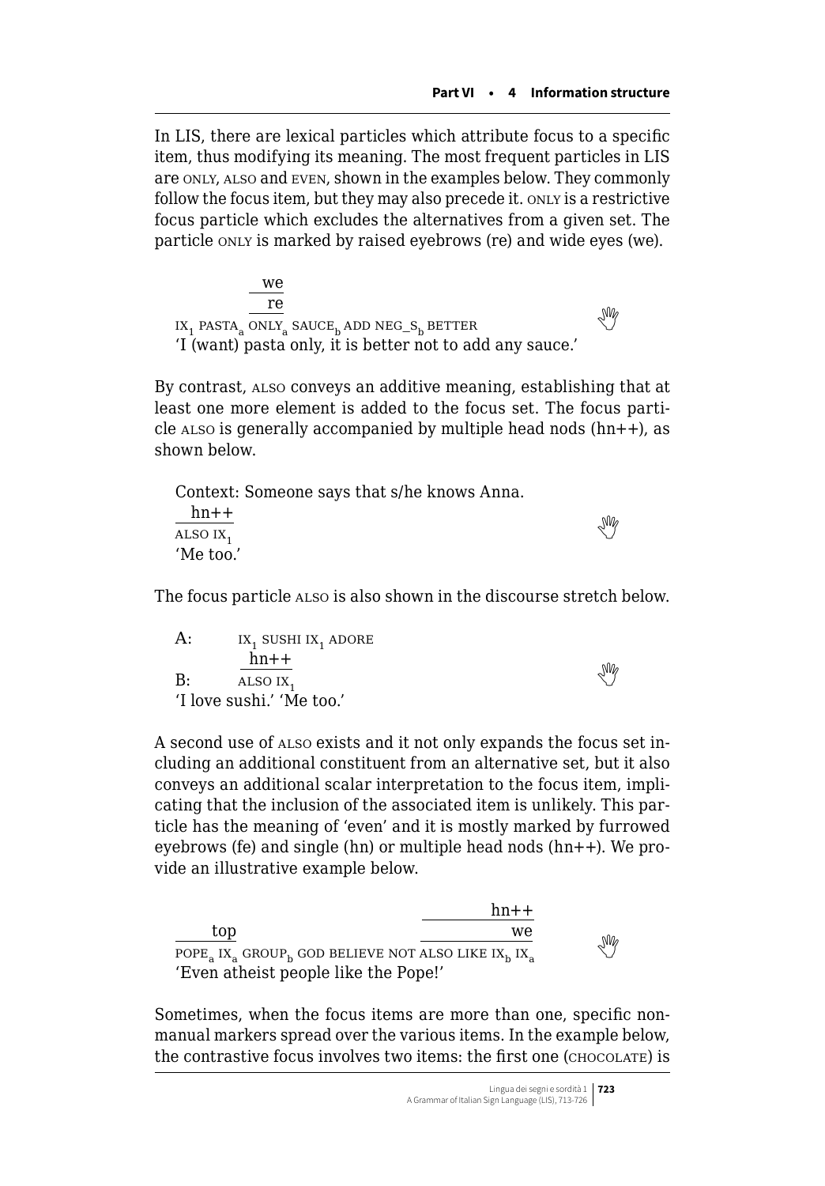In LIS, there are lexical particles which attribute focus to a specific item, thus modifying its meaning. The most frequent particles in LIS are ONLY, ALSO and EVEN, shown in the examples below. They commonly follow the focus item, but they may also precede it. ONLY is a restrictive focus particle which excludes the alternatives from a given set. The particle ONLY is marked by raised eyebrows (re) and wide eyes (we).

```
                  we
                  re
IX1 PASTAa ONLYa SAUCEb ADD NEG_Sb BETTER
```
'I (want) pasta only, it is better not to add any sauce.'

By contrast, ALSO conveys an additive meaning, establishing that at least one more element is added to the focus set. The focus particle ALSO is generally accompanied by multiple head nods (hn++), as shown below.

Context: Someone says that s/he knows Anna.

```
  hn++
ALSO IX1
```
'Me too.'

The focus particle ALSO is also shown in the discourse stretch below.

```
A:    IX1 SUSHI IX1 ADORE
        hn++
B:    ALSO IX1
```
'I love sushi.' 'Me too.'

A second use of ALSO exists and it not only expands the focus set including an additional constituent from an alternative set, but it also conveys an additional scalar interpretation to the focus item, implicating that the inclusion of the associated item is unlikely. This particle has the meaning of 'even' and it is mostly marked by furrowed eyebrows (fe) and single (hn) or multiple head nods (hn++). We provide an illustrative example below.

```
                                          hn++
   top                                      we
POPEa IXa GROUPb GOD BELIEVE NOT ALSO LIKE IXb IXa
```
'Even atheist people like the Pope!'

Sometimes, when the focus items are more than one, specific nonmanual markers spread over the various items. In the example below, the contrastive focus involves two items: the first one (CHOCOLATE) is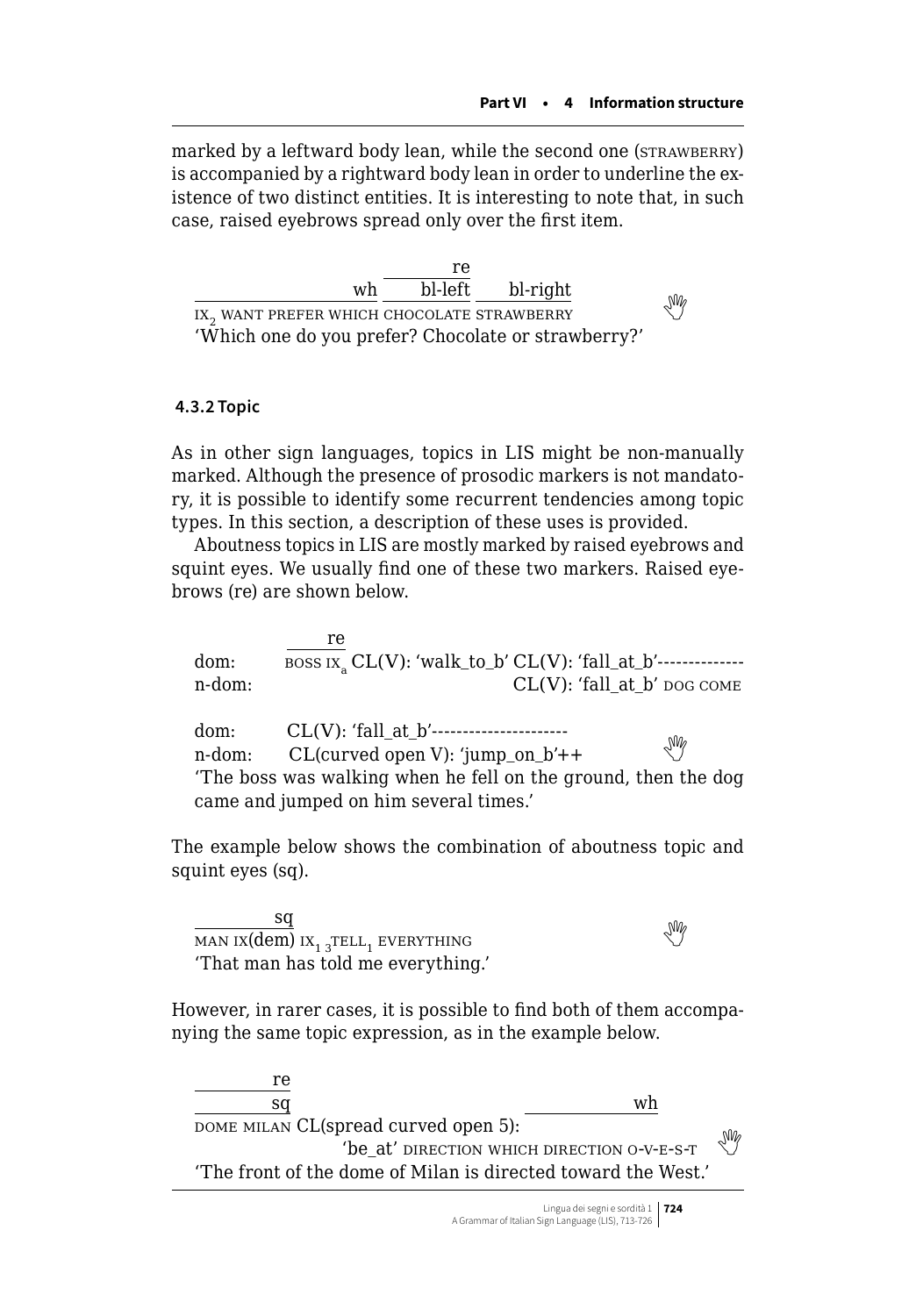marked by a leftward body lean, while the second one (STRAWBERRY) is accompanied by a rightward body lean in order to underline the existence of two distinct entities. It is interesting to note that, in such case, raised eyebrows spread only over the first item.

```
                        re
                 wh   bl-left   bl-right
IX2 WANT PREFER WHICH CHOCOLATE STRAWBERRY
'Which one do you prefer? Chocolate or strawberry?'
```

#### 4.3.2 Topic

As in other sign languages, topics in LIS might be non-manually marked. Although the presence of prosodic markers is not mandatory, it is possible to identify some recurrent tendencies among topic types. In this section, a description of these uses is provided.

Aboutness topics in LIS are mostly marked by raised eyebrows and squint eyes. We usually find one of these two markers. Raised eyebrows (re) are shown below.

```
          re
dom:      BOSS IXa CL(V): 'walk_to_b' CL(V): 'fall_at_b'--------------
n-dom:                                CL(V): 'fall_at_b' DOG COME

dom:      CL(V): 'fall_at_b'----------------------
n-dom:    CL(curved open V): 'jump_on_b'++
'The boss was walking when he fell on the ground, then the dog came and jumped on him several times.'
```

The example below shows the combination of aboutness topic and squint eyes (sq).

```
         sq
MAN IX(dem) IX1 3TELL1 EVERYTHING
'That man has told me everything.'
```

However, in rarer cases, it is possible to find both of them accompanying the same topic expression, as in the example below.

```
         re
         sq                                        wh
DOME MILAN CL(spread curved open 5):
                  'be_at' DIRECTION WHICH DIRECTION O-V-E-S-T
'The front of the dome of Milan is directed toward the West.'
```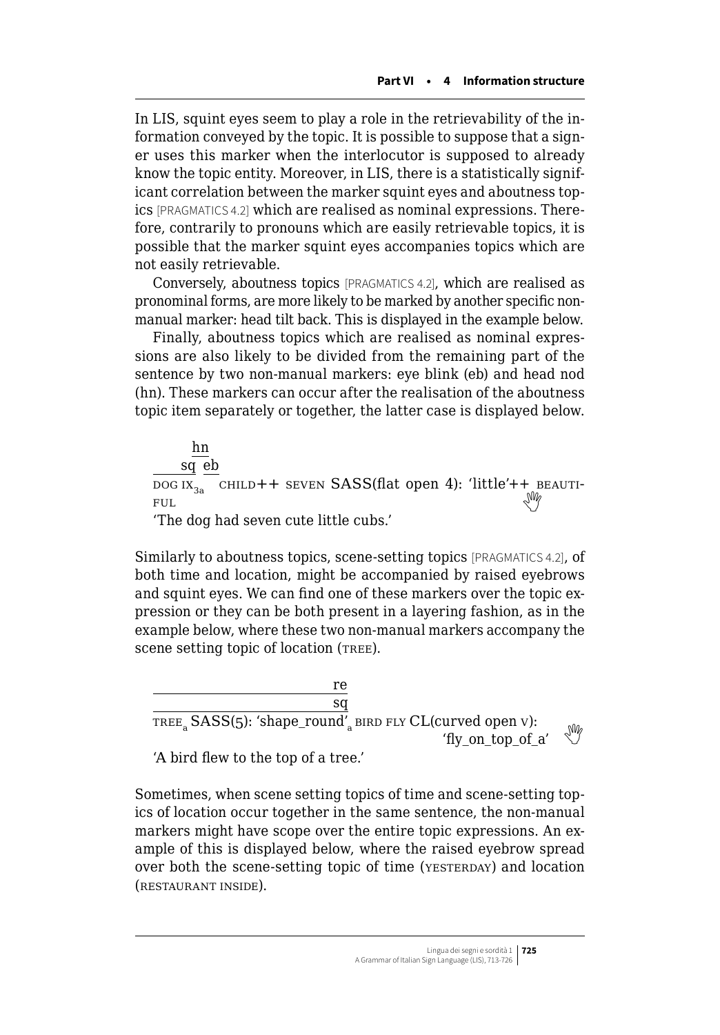In LIS, squint eyes seem to play a role in the retrievability of the information conveyed by the topic. It is possible to suppose that a signer uses this marker when the interlocutor is supposed to already know the topic entity. Moreover, in LIS, there is a statistically significant correlation between the marker squint eyes and aboutness topics [PRAGMATICS 4.2] which are realised as nominal expressions. Therefore, contrarily to pronouns which are easily retrievable topics, it is possible that the marker squint eyes accompanies topics which are not easily retrievable.

Conversely, aboutness topics [PRAGMATICS 4.2], which are realised as pronominal forms, are more likely to be marked by another specific non-manual marker: head tilt back. This is displayed in the example below.

Finally, aboutness topics which are realised as nominal expressions are also likely to be divided from the remaining part of the sentence by two non-manual markers: eye blink (eb) and head nod (hn). These markers can occur after the realisation of the aboutness topic item separately or together, the latter case is displayed below.

```
        hn
     sq eb
DOG IX_3a CHILD++ SEVEN SASS(flat open 4): 'little'++ BEAUTIFUL
```

'The dog had seven cute little cubs.'

Similarly to aboutness topics, scene-setting topics [PRAGMATICS 4.2], of both time and location, might be accompanied by raised eyebrows and squint eyes. We can find one of these markers over the topic expression or they can be both present in a layering fashion, as in the example below, where these two non-manual markers accompany the scene setting topic of location (TREE).

```
                                re
                                sq
TREE_a SASS(5): 'shape_round'_a BIRD FLY CL(curved open V):
                                                'fly_on_top_of_a'
```

'A bird flew to the top of a tree.'

Sometimes, when scene setting topics of time and scene-setting topics of location occur together in the same sentence, the non-manual markers might have scope over the entire topic expressions. An example of this is displayed below, where the raised eyebrow spread over both the scene-setting topic of time (YESTERDAY) and location (RESTAURANT INSIDE).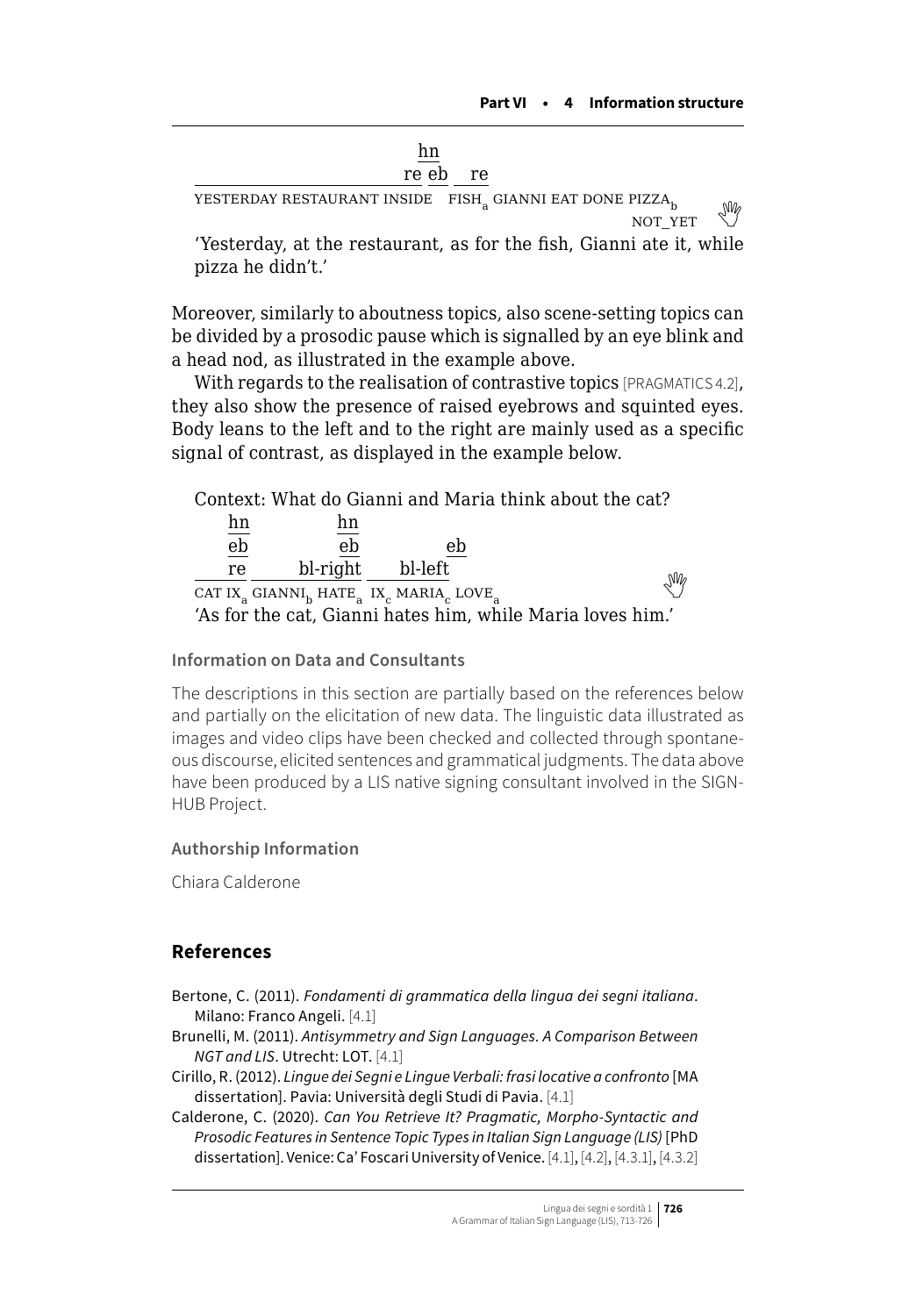```
                                    hn
                                 re eb   re
YESTERDAY RESTAURANT INSIDE   FISH_a GIANNI EAT DONE PIZZA_b
                                                        NOT_YET
```

'Yesterday, at the restaurant, as for the fish, Gianni ate it, while pizza he didn't.'

Moreover, similarly to aboutness topics, also scene-setting topics can be divided by a prosodic pause which is signalled by an eye blink and a head nod, as illustrated in the example above.

With regards to the realisation of contrastive topics [PRAGMATICS 4.2], they also show the presence of raised eyebrows and squinted eyes. Body leans to the left and to the right are mainly used as a specific signal of contrast, as displayed in the example below.

Context: What do Gianni and Maria think about the cat?

```
 hn          hn
 eb          eb              eb
 re      bl-right     bl-left
CAT IX_a GIANNI_b HATE_a IX_c MARIA_c LOVE_a
```

'As for the cat, Gianni hates him, while Maria loves him.'

#### Information on Data and Consultants

The descriptions in this section are partially based on the references below and partially on the elicitation of new data. The linguistic data illustrated as images and video clips have been checked and collected through spontaneous discourse, elicited sentences and grammatical judgments. The data above have been produced by a LIS native signing consultant involved in the SIGN-HUB Project.

#### Authorship Information

Chiara Calderone

## References

Bertone, C. (2011). *Fondamenti di grammatica della lingua dei segni italiana*. Milano: Franco Angeli. [4.1]

Brunelli, M. (2011). *Antisymmetry and Sign Languages. A Comparison Between NGT and LIS*. Utrecht: LOT. [4.1]

Cirillo, R. (2012). *Lingue dei Segni e Lingue Verbali: frasi locative a confronto* [MA dissertation]. Pavia: Università degli Studi di Pavia. [4.1]

Calderone, C. (2020). *Can You Retrieve It? Pragmatic, Morpho-Syntactic and Prosodic Features in Sentence Topic Types in Italian Sign Language (LIS)* [PhD dissertation]. Venice: Ca' Foscari University of Venice. [4.1], [4.2], [4.3.1], [4.3.2]